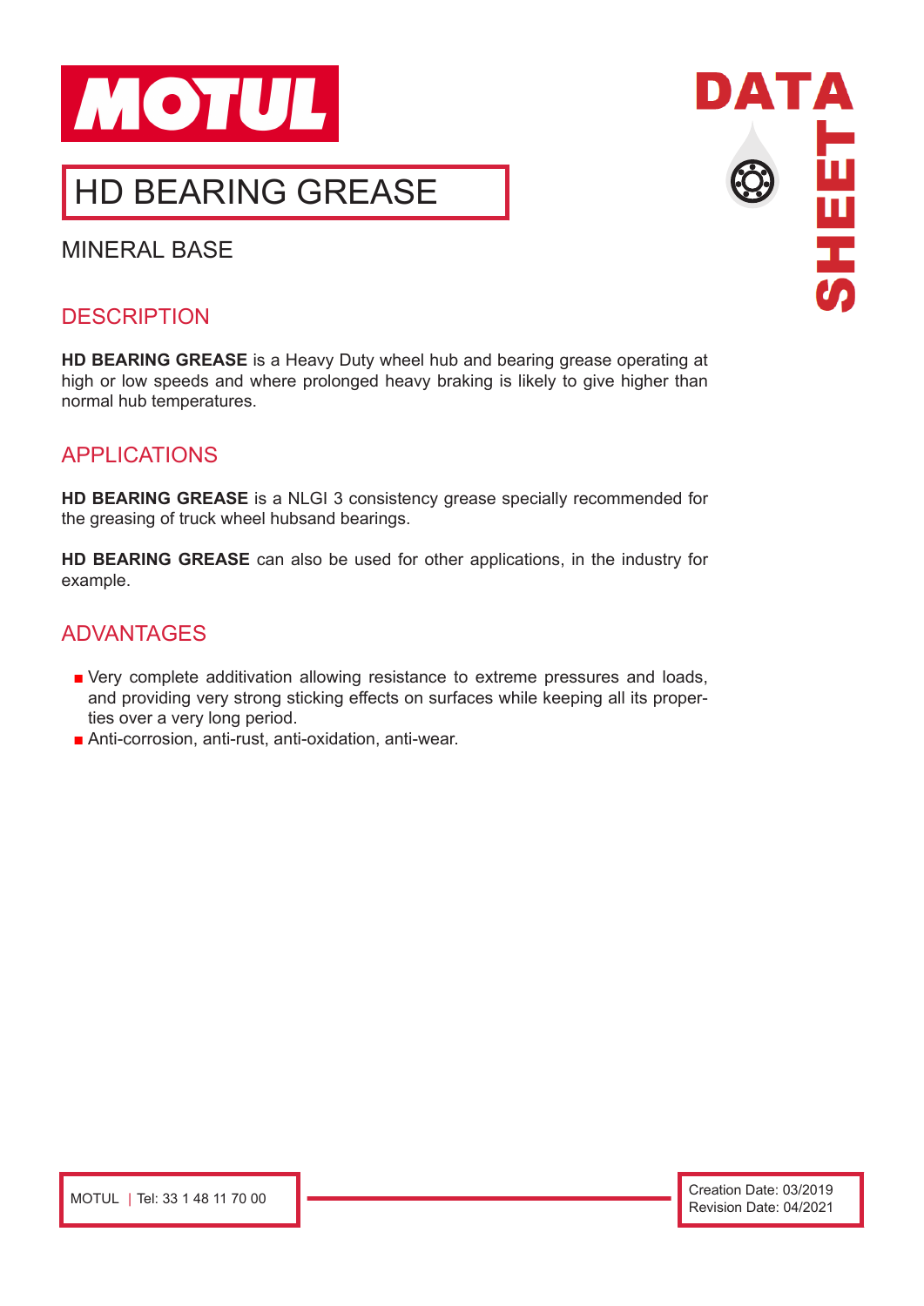MOTUL

# HD BEARING GREASE

MINERAL BASE

## DESCRIPTION

**HD BEARING GREASE** is a Heavy Duty wheel hub and bearing grease operating at high or low speeds and where prolonged heavy braking is likely to give higher than normal hub temperatures.

## APPLICATIONS

**HD BEARING GREASE** is a NLGI 3 consistency grease specially recommended for the greasing of truck wheel hubsand bearings.

**HD BEARING GREASE** can also be used for other applications, in the industry for example.

## ADVANTAGES

- Very complete additivation allowing resistance to extreme pressures and loads, and providing very strong sticking effects on surfaces while keeping all its properties over a very long period.
- Anti-corrosion, anti-rust, anti-oxidation, anti-wear.

MOTUL | Tel: 33 1 48 11 70 00

Creation Date: 03/2019
Revision Date: 04/2021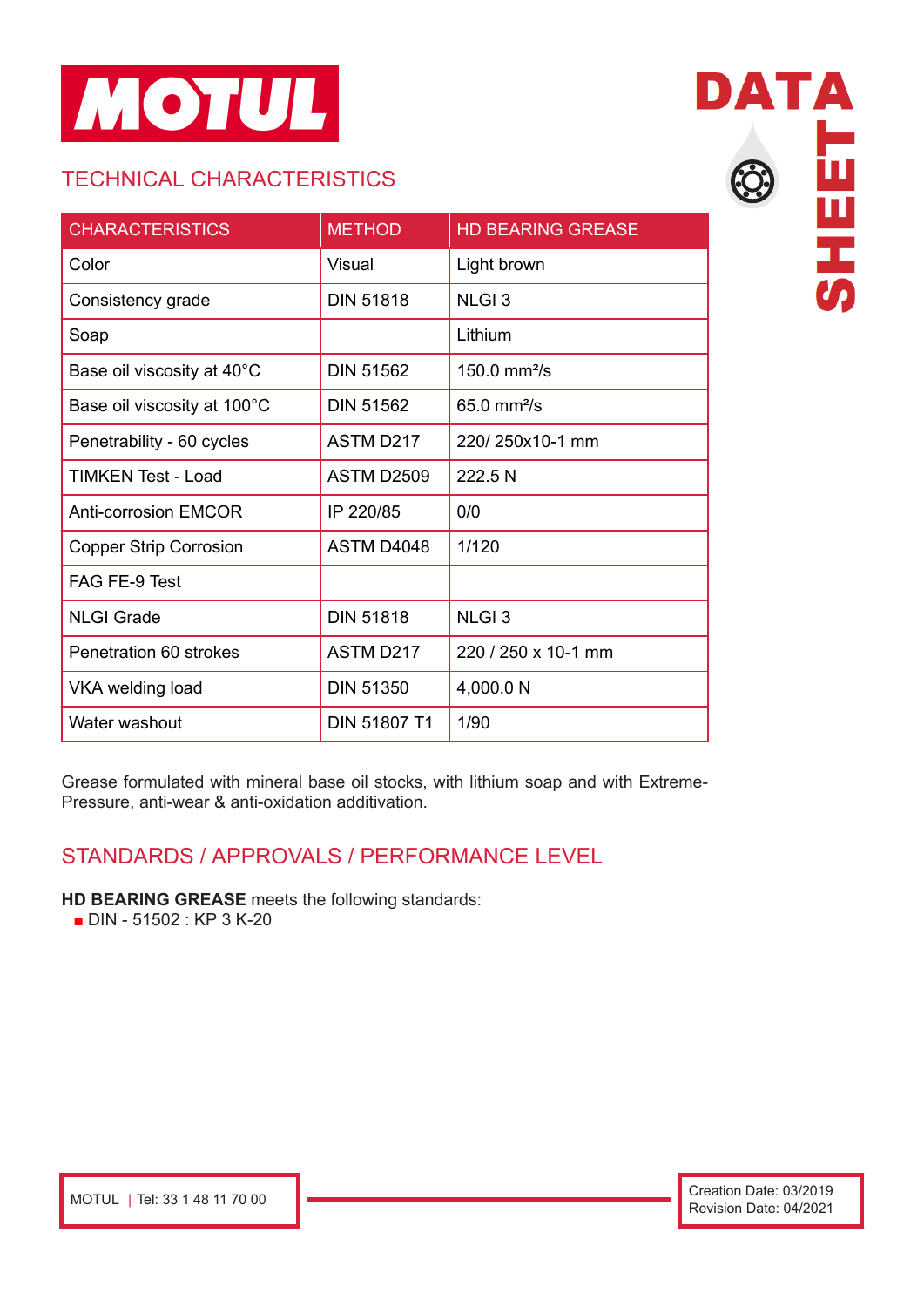# MOTUL

## TECHNICAL CHARACTERISTICS

| CHARACTERISTICS | METHOD | HD BEARING GREASE |
|---|---|---|
| Color | Visual | Light brown |
| Consistency grade | DIN 51818 | NLGI 3 |
| Soap | | Lithium |
| Base oil viscosity at 40°C | DIN 51562 | 150.0 $mm^2/s$ |
| Base oil viscosity at 100°C | DIN 51562 | 65.0 $mm^2/s$ |
| Penetrability - 60 cycles | ASTM D217 | 220/ 250x10-1 mm |
| TIMKEN Test - Load | ASTM D2509 | 222.5 N |
| Anti-corrosion EMCOR | IP 220/85 | 0/0 |
| Copper Strip Corrosion | ASTM D4048 | 1/120 |
| FAG FE-9 Test | | |
| NLGI Grade | DIN 51818 | NLGI 3 |
| Penetration 60 strokes | ASTM D217 | 220 / 250 x 10-1 mm |
| VKA welding load | DIN 51350 | 4,000.0 N |
| Water washout | DIN 51807 T1 | 1/90 |

Grease formulated with mineral base oil stocks, with lithium soap and with Extreme-Pressure, anti-wear & anti-oxidation additivation.

## STANDARDS / APPROVALS / PERFORMANCE LEVEL

**HD BEARING GREASE** meets the following standards:

- DIN - 51502 : KP 3 K-20

MOTUL | Tel: 33 1 48 11 70 00

Creation Date: 03/2019
Revision Date: 04/2021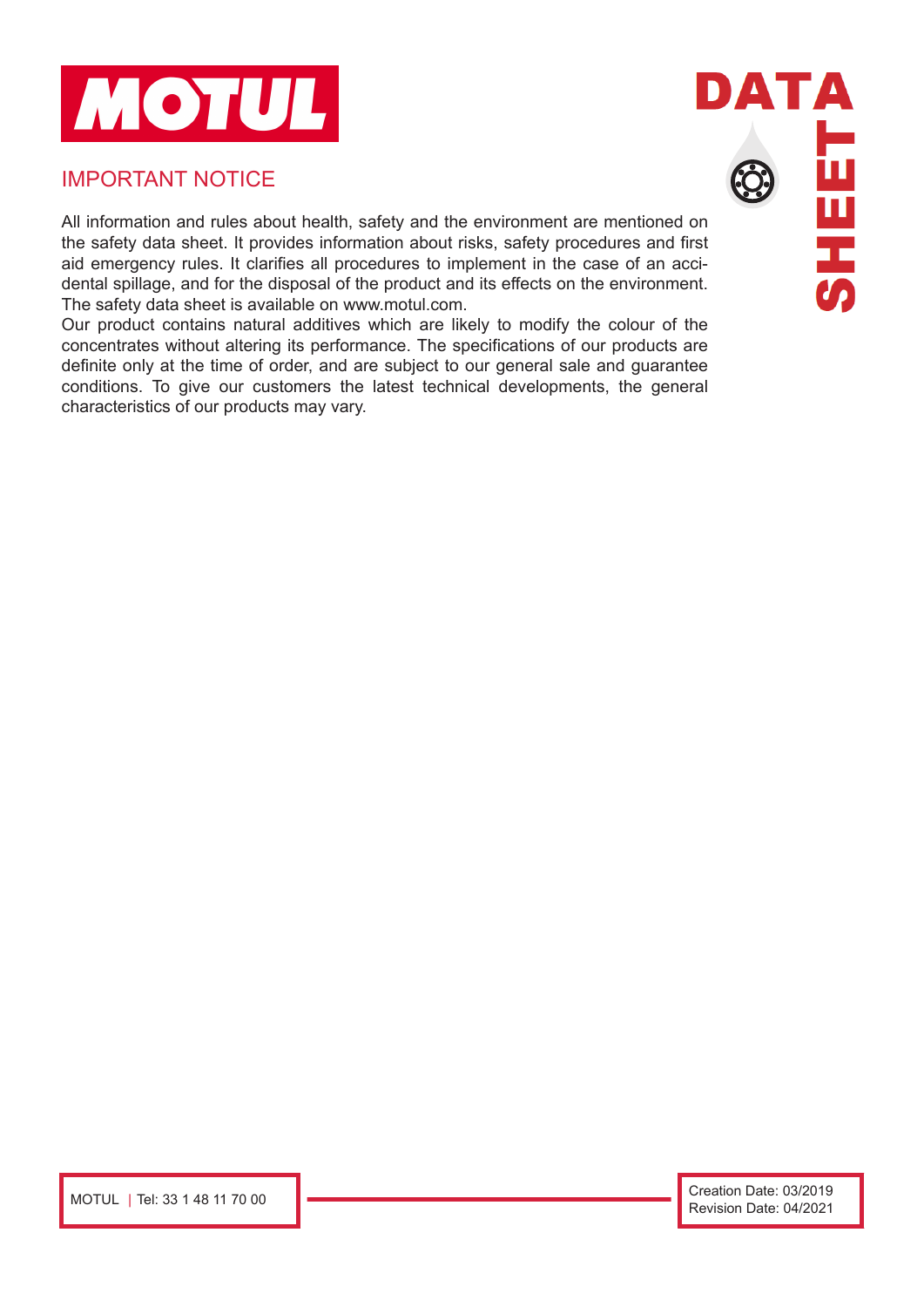## IMPORTANT NOTICE

All information and rules about health, safety and the environment are mentioned on the safety data sheet. It provides information about risks, safety procedures and first aid emergency rules. It clarifies all procedures to implement in the case of an accidental spillage, and for the disposal of the product and its effects on the environment. The safety data sheet is available on www.motul.com.

Our product contains natural additives which are likely to modify the colour of the concentrates without altering its performance. The specifications of our products are definite only at the time of order, and are subject to our general sale and guarantee conditions. To give our customers the latest technical developments, the general characteristics of our products may vary.

MOTUL | Tel: 33 1 48 11 70 00

Creation Date: 03/2019
Revision Date: 04/2021